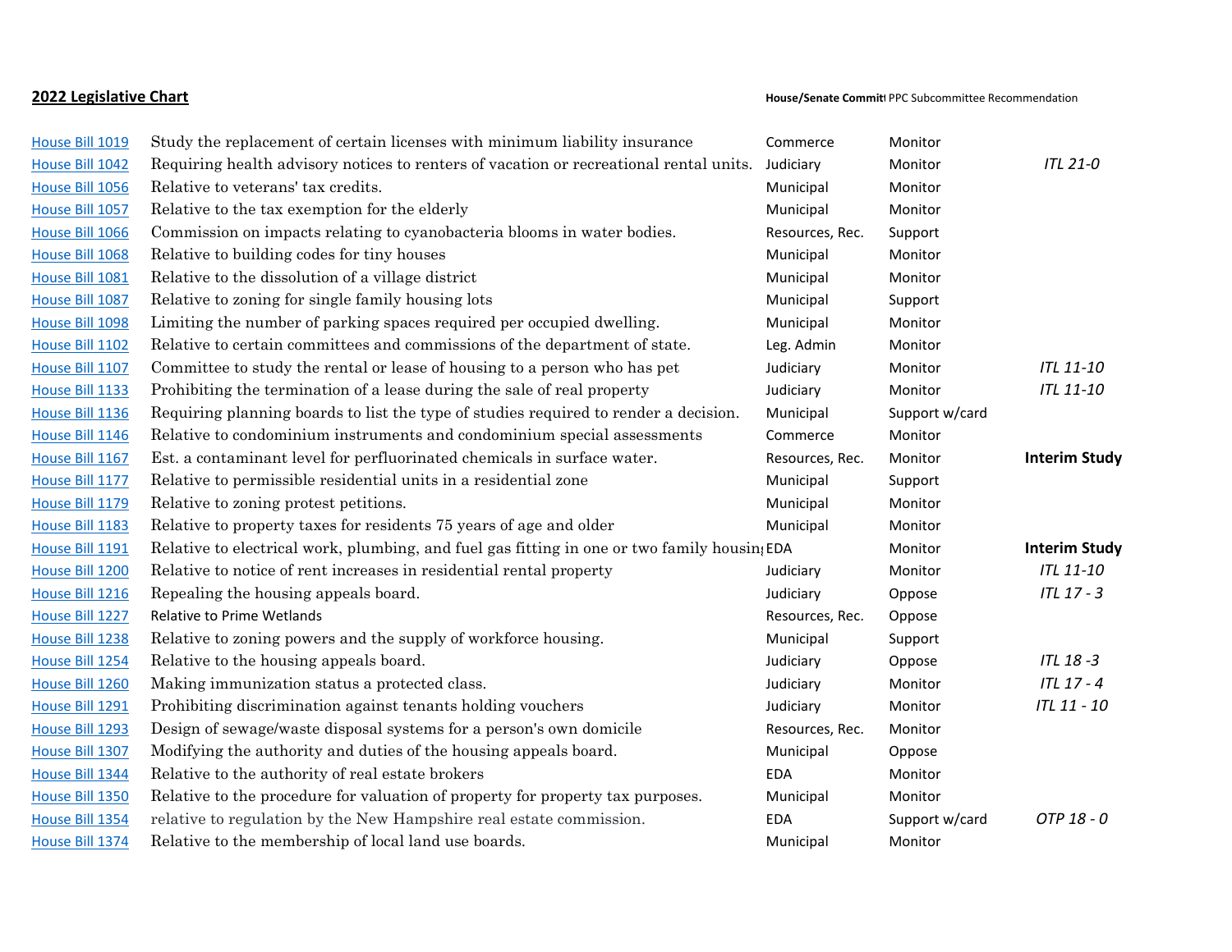**2022 Legislative Chart**

| | | House/Senate Commit | PPC Subcommittee Recommendation | |
|---|---|---|---|---|
| House Bill 1019 | Study the replacement of certain licenses with minimum liability insurance | Commerce | Monitor | |
| House Bill 1042 | Requiring health advisory notices to renters of vacation or recreational rental units. | Judiciary | Monitor | *ITL 21-0* |
| House Bill 1056 | Relative to veterans' tax credits. | Municipal | Monitor | |
| House Bill 1057 | Relative to the tax exemption for the elderly | Municipal | Monitor | |
| House Bill 1066 | Commission on impacts relating to cyanobacteria blooms in water bodies. | Resources, Rec. | Support | |
| House Bill 1068 | Relative to building codes for tiny houses | Municipal | Monitor | |
| House Bill 1081 | Relative to the dissolution of a village district | Municipal | Monitor | |
| House Bill 1087 | Relative to zoning for single family housing lots | Municipal | Support | |
| House Bill 1098 | Limiting the number of parking spaces required per occupied dwelling. | Municipal | Monitor | |
| House Bill 1102 | Relative to certain committees and commissions of the department of state. | Leg. Admin | Monitor | |
| House Bill 1107 | Committee to study the rental or lease of housing to a person who has pet | Judiciary | Monitor | *ITL 11-10* |
| House Bill 1133 | Prohibiting the termination of a lease during the sale of real property | Judiciary | Monitor | *ITL 11-10* |
| House Bill 1136 | Requiring planning boards to list the type of studies required to render a decision. | Municipal | Support w/card | |
| House Bill 1146 | Relative to condominium instruments and condominium special assessments | Commerce | Monitor | |
| House Bill 1167 | Est. a contaminant level for perfluorinated chemicals in surface water. | Resources, Rec. | Monitor | **Interim Study** |
| House Bill 1177 | Relative to permissible residential units in a residential zone | Municipal | Support | |
| House Bill 1179 | Relative to zoning protest petitions. | Municipal | Monitor | |
| House Bill 1183 | Relative to property taxes for residents 75 years of age and older | Municipal | Monitor | |
| House Bill 1191 | Relative to electrical work, plumbing, and fuel gas fitting in one or two family housin | EDA | Monitor | **Interim Study** |
| House Bill 1200 | Relative to notice of rent increases in residential rental property | Judiciary | Monitor | *ITL 11-10* |
| House Bill 1216 | Repealing the housing appeals board. | Judiciary | Oppose | *ITL 17 - 3* |
| House Bill 1227 | Relative to Prime Wetlands | Resources, Rec. | Oppose | |
| House Bill 1238 | Relative to zoning powers and the supply of workforce housing. | Municipal | Support | |
| House Bill 1254 | Relative to the housing appeals board. | Judiciary | Oppose | *ITL 18 -3* |
| House Bill 1260 | Making immunization status a protected class. | Judiciary | Monitor | *ITL 17 - 4* |
| House Bill 1291 | Prohibiting discrimination against tenants holding vouchers | Judiciary | Monitor | *ITL 11 - 10* |
| House Bill 1293 | Design of sewage/waste disposal systems for a person's own domicile | Resources, Rec. | Monitor | |
| House Bill 1307 | Modifying the authority and duties of the housing appeals board. | Municipal | Oppose | |
| House Bill 1344 | Relative to the authority of real estate brokers | EDA | Monitor | |
| House Bill 1350 | Relative to the procedure for valuation of property for property tax purposes. | Municipal | Monitor | |
| House Bill 1354 | relative to regulation by the New Hampshire real estate commission. | EDA | Support w/card | *OTP 18 - 0* |
| House Bill 1374 | Relative to the membership of local land use boards. | Municipal | Monitor | |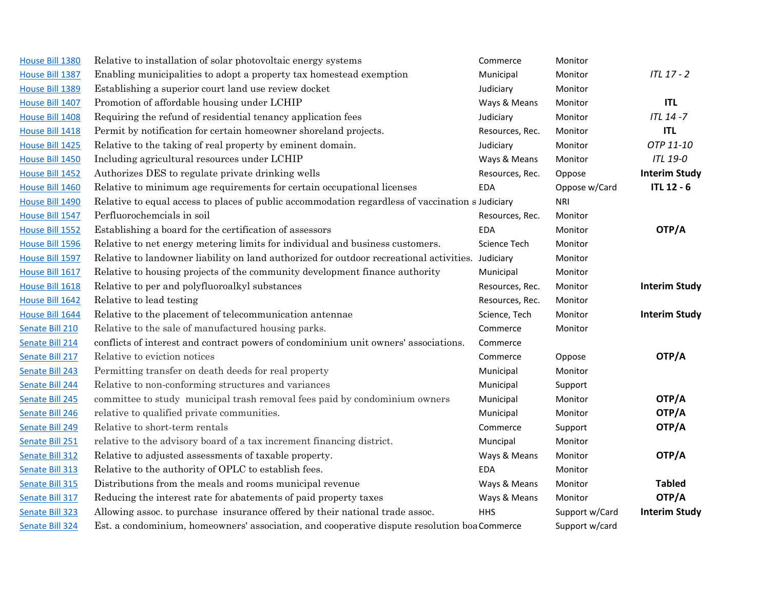| | | | | |
|---|---|---|---|---|
| House Bill 1380 | Relative to installation of solar photovoltaic energy systems | Commerce | Monitor | |
| House Bill 1387 | Enabling municipalities to adopt a property tax homestead exemption | Municipal | Monitor | *ITL 17 - 2* |
| House Bill 1389 | Establishing a superior court land use review docket | Judiciary | Monitor | |
| House Bill 1407 | Promotion of affordable housing under LCHIP | Ways & Means | Monitor | **ITL** |
| House Bill 1408 | Requiring the refund of residential tenancy application fees | Judiciary | Monitor | *ITL 14 -7* |
| House Bill 1418 | Permit by notification for certain homeowner shoreland projects. | Resources, Rec. | Monitor | **ITL** |
| House Bill 1425 | Relative to the taking of real property by eminent domain. | Judiciary | Monitor | *OTP 11-10* |
| House Bill 1450 | Including agricultural resources under LCHIP | Ways & Means | Monitor | *ITL 19-0* |
| House Bill 1452 | Authorizes DES to regulate private drinking wells | Resources, Rec. | Oppose | **Interim Study** |
| House Bill 1460 | Relative to minimum age requirements for certain occupational licenses | EDA | Oppose w/Card | **ITL 12 - 6** |
| House Bill 1490 | Relative to equal access to places of public accommodation regardless of vaccination s | Judiciary | NRI | |
| House Bill 1547 | Perfluorochemcials in soil | Resources, Rec. | Monitor | |
| House Bill 1552 | Establishing a board for the certification of assessors | EDA | Monitor | **OTP/A** |
| House Bill 1596 | Relative to net energy metering limits for individual and business customers. | Science Tech | Monitor | |
| House Bill 1597 | Relative to landowner liability on land authorized for outdoor recreational activities. | Judiciary | Monitor | |
| House Bill 1617 | Relative to housing projects of the community development finance authority | Municipal | Monitor | |
| House Bill 1618 | Relative to per and polyfluoroalkyl substances | Resources, Rec. | Monitor | **Interim Study** |
| House Bill 1642 | Relative to lead testing | Resources, Rec. | Monitor | |
| House Bill 1644 | Relative to the placement of telecommunication antennae | Science, Tech | Monitor | **Interim Study** |
| Senate Bill 210 | Relative to the sale of manufactured housing parks. | Commerce | Monitor | |
| Senate Bill 214 | conflicts of interest and contract powers of condominium unit owners' associations. | Commerce | | |
| Senate Bill 217 | Relative to eviction notices | Commerce | Oppose | **OTP/A** |
| Senate Bill 243 | Permitting transfer on death deeds for real property | Municipal | Monitor | |
| Senate Bill 244 | Relative to non-conforming structures and variances | Municipal | Support | |
| Senate Bill 245 | committee to study municipal trash removal fees paid by condominium owners | Municipal | Monitor | **OTP/A** |
| Senate Bill 246 | relative to qualified private communities. | Municipal | Monitor | **OTP/A** |
| Senate Bill 249 | Relative to short-term rentals | Commerce | Support | **OTP/A** |
| Senate Bill 251 | relative to the advisory board of a tax increment financing district. | Muncipal | Monitor | |
| Senate Bill 312 | Relative to adjusted assessments of taxable property. | Ways & Means | Monitor | **OTP/A** |
| Senate Bill 313 | Relative to the authority of OPLC to establish fees. | EDA | Monitor | |
| Senate Bill 315 | Distributions from the meals and rooms municipal revenue | Ways & Means | Monitor | **Tabled** |
| Senate Bill 317 | Reducing the interest rate for abatements of paid property taxes | Ways & Means | Monitor | **OTP/A** |
| Senate Bill 323 | Allowing assoc. to purchase insurance offered by their national trade assoc. | HHS | Support w/Card | **Interim Study** |
| Senate Bill 324 | Est. a condominium, homeowners' association, and cooperative dispute resolution boa | Commerce | Support w/card | |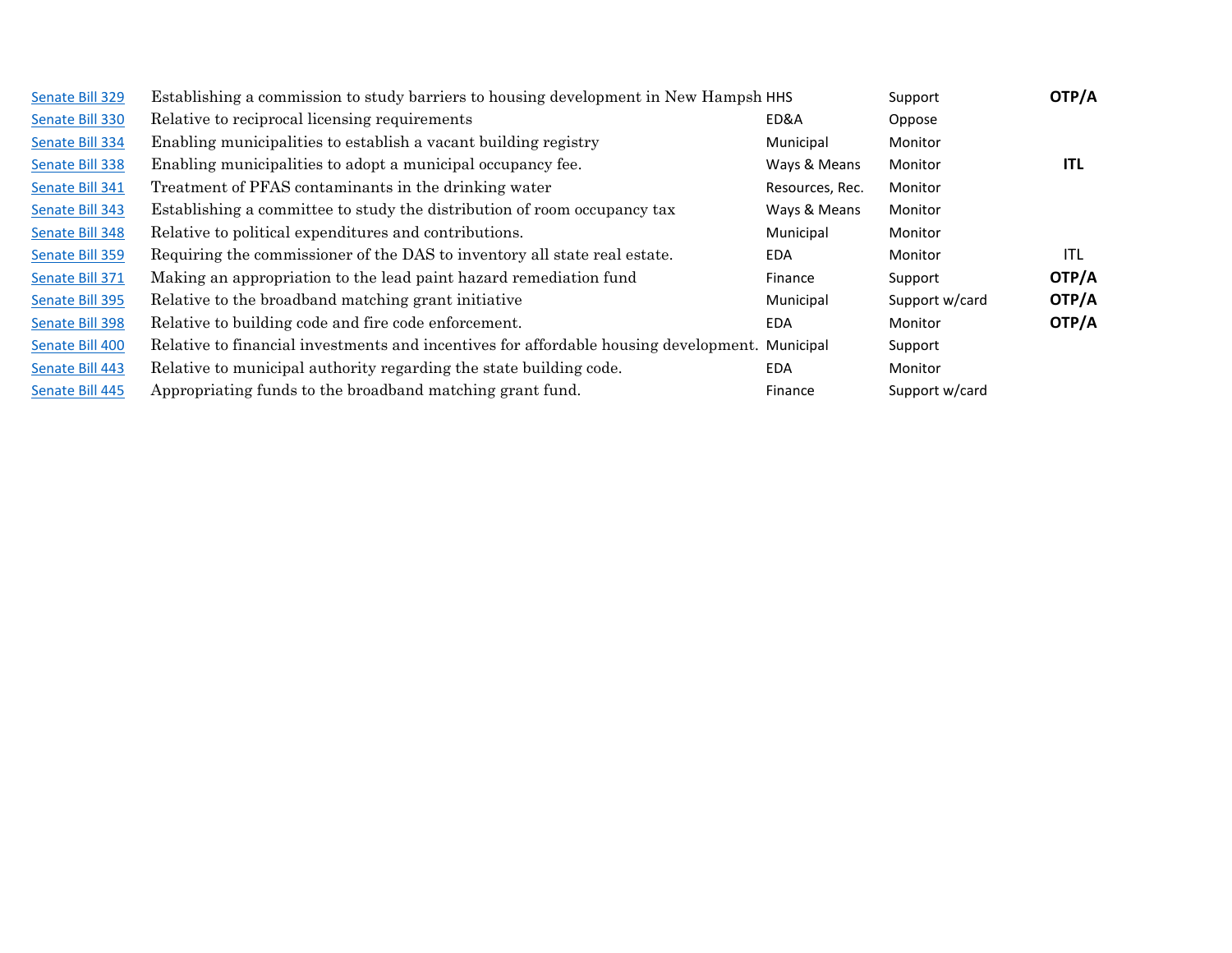| | | | | |
|---|---|---|---|---|
| Senate Bill 329 | Establishing a commission to study barriers to housing development in New Hampsh | HHS | Support | **OTP/A** |
| Senate Bill 330 | Relative to reciprocal licensing requirements | ED&A | Oppose | |
| Senate Bill 334 | Enabling municipalities to establish a vacant building registry | Municipal | Monitor | |
| Senate Bill 338 | Enabling municipalities to adopt a municipal occupancy fee. | Ways & Means | Monitor | **ITL** |
| Senate Bill 341 | Treatment of PFAS contaminants in the drinking water | Resources, Rec. | Monitor | |
| Senate Bill 343 | Establishing a committee to study the distribution of room occupancy tax | Ways & Means | Monitor | |
| Senate Bill 348 | Relative to political expenditures and contributions. | Municipal | Monitor | |
| Senate Bill 359 | Requiring the commissioner of the DAS to inventory all state real estate. | EDA | Monitor | ITL |
| Senate Bill 371 | Making an appropriation to the lead paint hazard remediation fund | Finance | Support | **OTP/A** |
| Senate Bill 395 | Relative to the broadband matching grant initiative | Municipal | Support w/card | **OTP/A** |
| Senate Bill 398 | Relative to building code and fire code enforcement. | EDA | Monitor | **OTP/A** |
| Senate Bill 400 | Relative to financial investments and incentives for affordable housing development. | Municipal | Support | |
| Senate Bill 443 | Relative to municipal authority regarding the state building code. | EDA | Monitor | |
| Senate Bill 445 | Appropriating funds to the broadband matching grant fund. | Finance | Support w/card | |